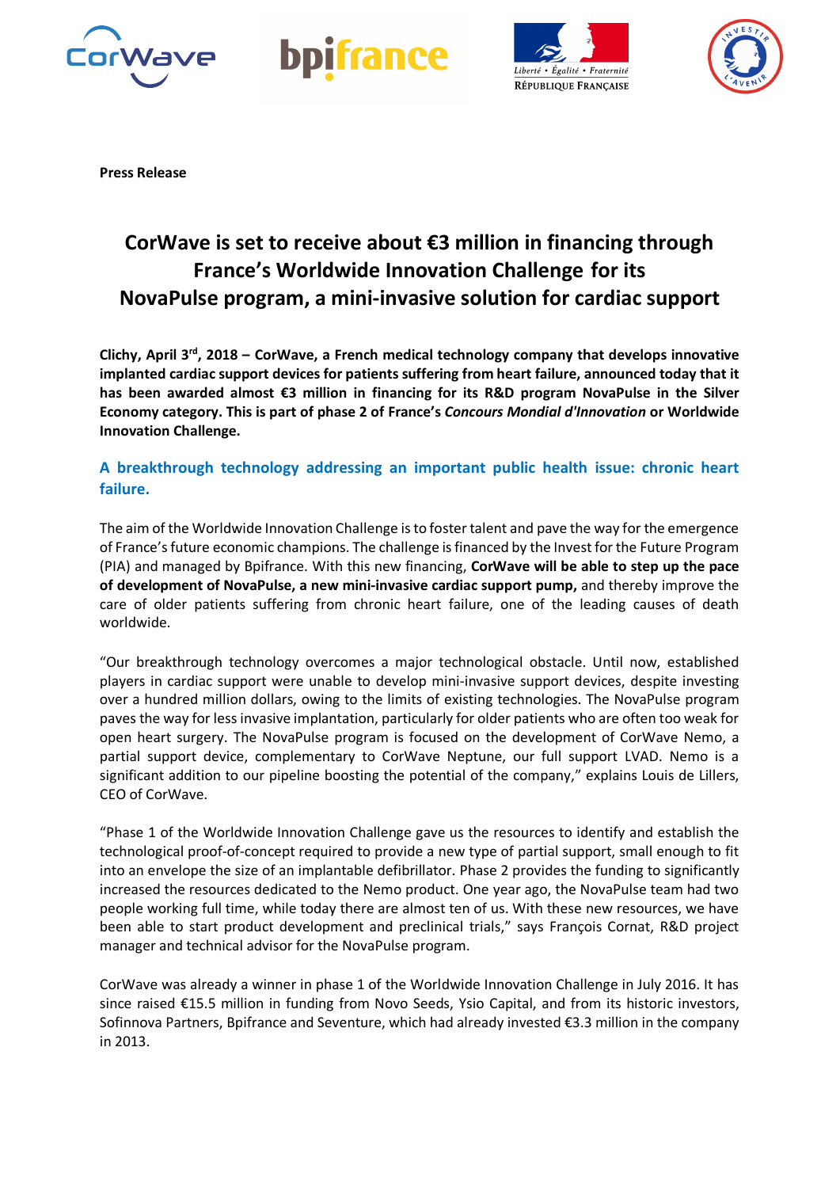**Press Release**

# CorWave is set to receive about €3 million in financing through France's Worldwide Innovation Challenge for its NovaPulse program, a mini-invasive solution for cardiac support

**Clichy, April 3rd, 2018 – CorWave, a French medical technology company that develops innovative implanted cardiac support devices for patients suffering from heart failure, announced today that it has been awarded almost €3 million in financing for its R&D program NovaPulse in the Silver Economy category. This is part of phase 2 of France's *Concours Mondial d'Innovation* or Worldwide Innovation Challenge.**

## A breakthrough technology addressing an important public health issue: chronic heart failure.

The aim of the Worldwide Innovation Challenge is to foster talent and pave the way for the emergence of France's future economic champions. The challenge is financed by the Invest for the Future Program (PIA) and managed by Bpifrance. With this new financing, **CorWave will be able to step up the pace of development of NovaPulse, a new mini-invasive cardiac support pump,** and thereby improve the care of older patients suffering from chronic heart failure, one of the leading causes of death worldwide.

"Our breakthrough technology overcomes a major technological obstacle. Until now, established players in cardiac support were unable to develop mini-invasive support devices, despite investing over a hundred million dollars, owing to the limits of existing technologies. The NovaPulse program paves the way for less invasive implantation, particularly for older patients who are often too weak for open heart surgery. The NovaPulse program is focused on the development of CorWave Nemo, a partial support device, complementary to CorWave Neptune, our full support LVAD. Nemo is a significant addition to our pipeline boosting the potential of the company," explains Louis de Lillers, CEO of CorWave.

"Phase 1 of the Worldwide Innovation Challenge gave us the resources to identify and establish the technological proof-of-concept required to provide a new type of partial support, small enough to fit into an envelope the size of an implantable defibrillator. Phase 2 provides the funding to significantly increased the resources dedicated to the Nemo product. One year ago, the NovaPulse team had two people working full time, while today there are almost ten of us. With these new resources, we have been able to start product development and preclinical trials," says François Cornat, R&D project manager and technical advisor for the NovaPulse program.

CorWave was already a winner in phase 1 of the Worldwide Innovation Challenge in July 2016. It has since raised €15.5 million in funding from Novo Seeds, Ysio Capital, and from its historic investors, Sofinnova Partners, Bpifrance and Seventure, which had already invested €3.3 million in the company in 2013.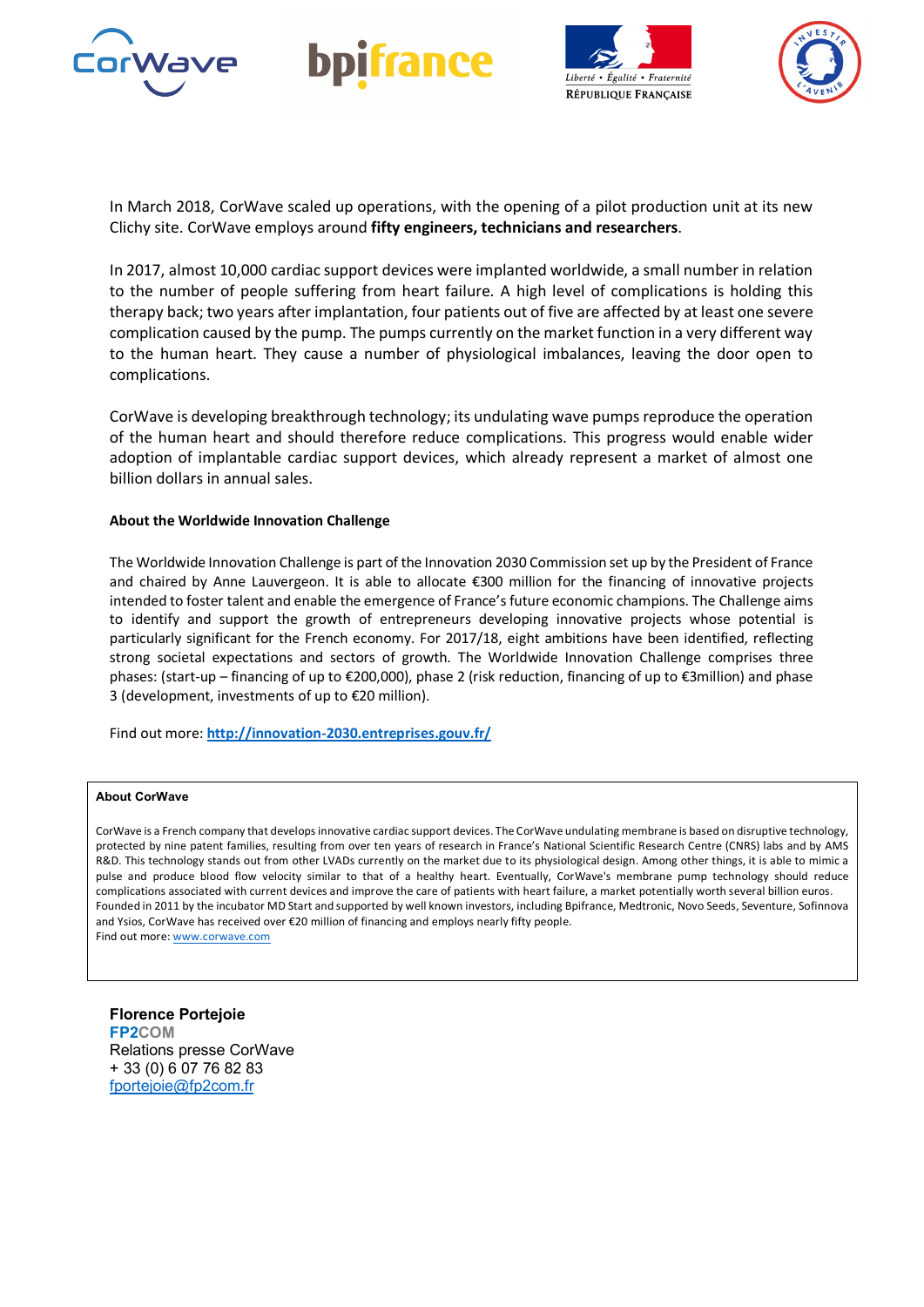In March 2018, CorWave scaled up operations, with the opening of a pilot production unit at its new Clichy site. CorWave employs around **fifty engineers, technicians and researchers**.

In 2017, almost 10,000 cardiac support devices were implanted worldwide, a small number in relation to the number of people suffering from heart failure. A high level of complications is holding this therapy back; two years after implantation, four patients out of five are affected by at least one severe complication caused by the pump. The pumps currently on the market function in a very different way to the human heart. They cause a number of physiological imbalances, leaving the door open to complications.

CorWave is developing breakthrough technology; its undulating wave pumps reproduce the operation of the human heart and should therefore reduce complications. This progress would enable wider adoption of implantable cardiac support devices, which already represent a market of almost one billion dollars in annual sales.

**About the Worldwide Innovation Challenge**

The Worldwide Innovation Challenge is part of the Innovation 2030 Commission set up by the President of France and chaired by Anne Lauvergeon. It is able to allocate €300 million for the financing of innovative projects intended to foster talent and enable the emergence of France's future economic champions. The Challenge aims to identify and support the growth of entrepreneurs developing innovative projects whose potential is particularly significant for the French economy. For 2017/18, eight ambitions have been identified, reflecting strong societal expectations and sectors of growth. The Worldwide Innovation Challenge comprises three phases: (start-up – financing of up to €200,000), phase 2 (risk reduction, financing of up to €3million) and phase 3 (development, investments of up to €20 million).

Find out more: **http://innovation-2030.entreprises.gouv.fr/**

**About CorWave**

CorWave is a French company that develops innovative cardiac support devices. The CorWave undulating membrane is based on disruptive technology, protected by nine patent families, resulting from over ten years of research in France's National Scientific Research Centre (CNRS) labs and by AMS R&D. This technology stands out from other LVADs currently on the market due to its physiological design. Among other things, it is able to mimic a pulse and produce blood flow velocity similar to that of a healthy heart. Eventually, CorWave's membrane pump technology should reduce complications associated with current devices and improve the care of patients with heart failure, a market potentially worth several billion euros. Founded in 2011 by the incubator MD Start and supported by well known investors, including Bpifrance, Medtronic, Novo Seeds, Seventure, Sofinnova and Ysios, CorWave has received over €20 million of financing and employs nearly fifty people.
Find out more: www.corwave.com

**Florence Portejoie**
FP2COM
Relations presse CorWave
+ 33 (0) 6 07 76 82 83
fportejoie@fp2com.fr